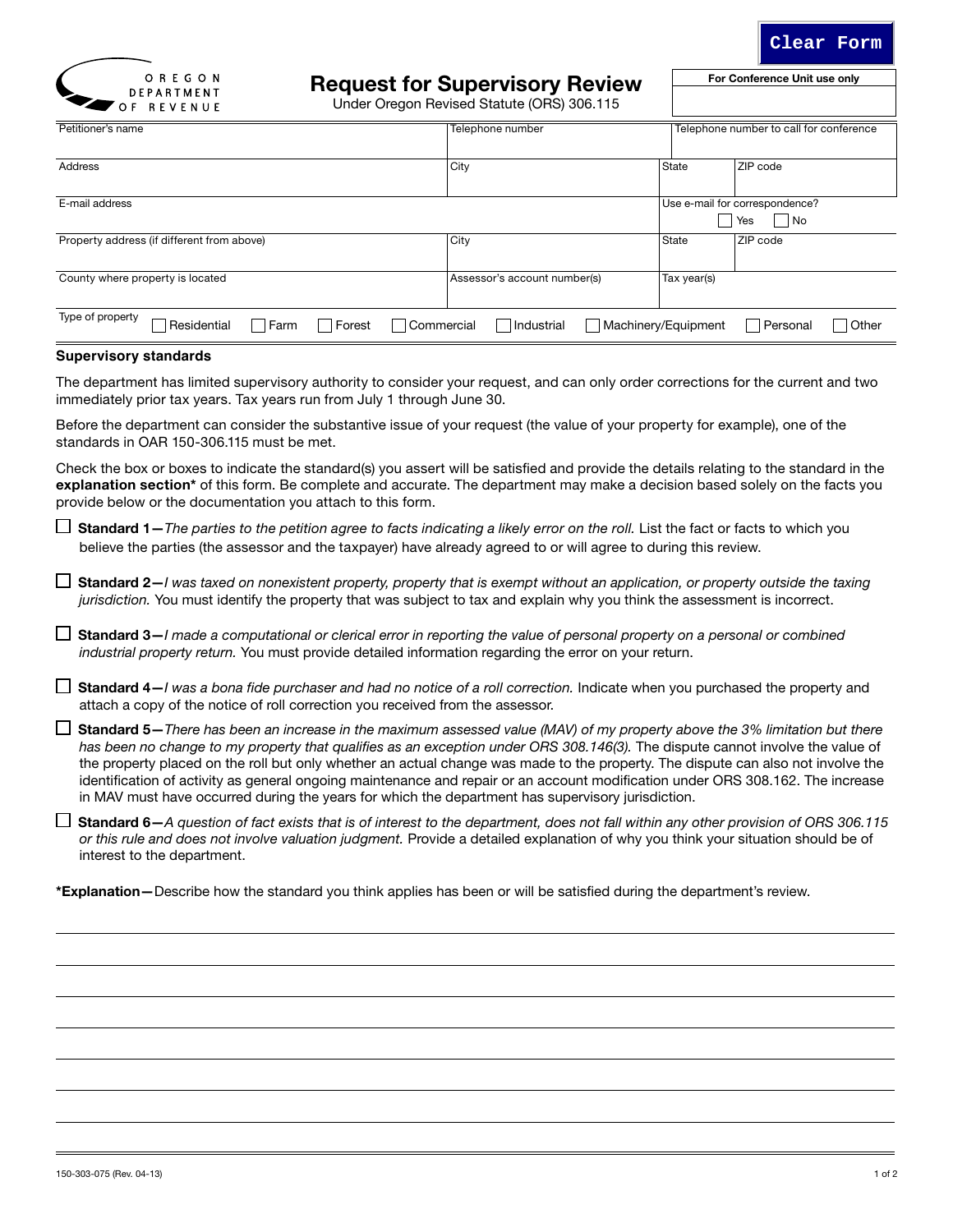Clear Form

OREGON DEPARTMENT OF REVENUE

# Request for Supervisory Review

Under Oregon Revised Statute (ORS) 306.115

| For Conference Unit use only |
|---|
| |

| Petitioner's name | Telephone number | Telephone number to call for conference | |
|---|---|---|---|
| Address | City | State | ZIP code |
| E-mail address | | Use e-mail for correspondence? ☐ Yes ☐ No | |
| Property address (if different from above) | City | State | ZIP code |
| County where property is located | Assessor's account number(s) | Tax year(s) | |

Type of property ☐ Residential ☐ Farm ☐ Forest ☐ Commercial ☐ Industrial ☐ Machinery/Equipment ☐ Personal ☐ Other

## Supervisory standards

The department has limited supervisory authority to consider your request, and can only order corrections for the current and two immediately prior tax years. Tax years run from July 1 through June 30.

Before the department can consider the substantive issue of your request (the value of your property for example), one of the standards in OAR 150-306.115 must be met.

Check the box or boxes to indicate the standard(s) you assert will be satisfied and provide the details relating to the standard in the **explanation section*** of this form. Be complete and accurate. The department may make a decision based solely on the facts you provide below or the documentation you attach to this form.

☐ **Standard 1—***The parties to the petition agree to facts indicating a likely error on the roll.* List the fact or facts to which you believe the parties (the assessor and the taxpayer) have already agreed to or will agree to during this review.

☐ **Standard 2—***I was taxed on nonexistent property, property that is exempt without an application, or property outside the taxing jurisdiction.* You must identify the property that was subject to tax and explain why you think the assessment is incorrect.

☐ **Standard 3—***I made a computational or clerical error in reporting the value of personal property on a personal or combined industrial property return.* You must provide detailed information regarding the error on your return.

☐ **Standard 4—***I was a bona fide purchaser and had no notice of a roll correction.* Indicate when you purchased the property and attach a copy of the notice of roll correction you received from the assessor.

☐ **Standard 5—***There has been an increase in the maximum assessed value (MAV) of my property above the 3% limitation but there has been no change to my property that qualifies as an exception under ORS 308.146(3).* The dispute cannot involve the value of the property placed on the roll but only whether an actual change was made to the property. The dispute can also not involve the identification of activity as general ongoing maintenance and repair or an account modification under ORS 308.162. The increase in MAV must have occurred during the years for which the department has supervisory jurisdiction.

☐ **Standard 6—***A question of fact exists that is of interest to the department, does not fall within any other provision of ORS 306.115 or this rule and does not involve valuation judgment.* Provide a detailed explanation of why you think your situation should be of interest to the department.

***Explanation—**Describe how the standard you think applies has been or will be satisfied during the department's review.

150-303-075 (Rev. 04-13)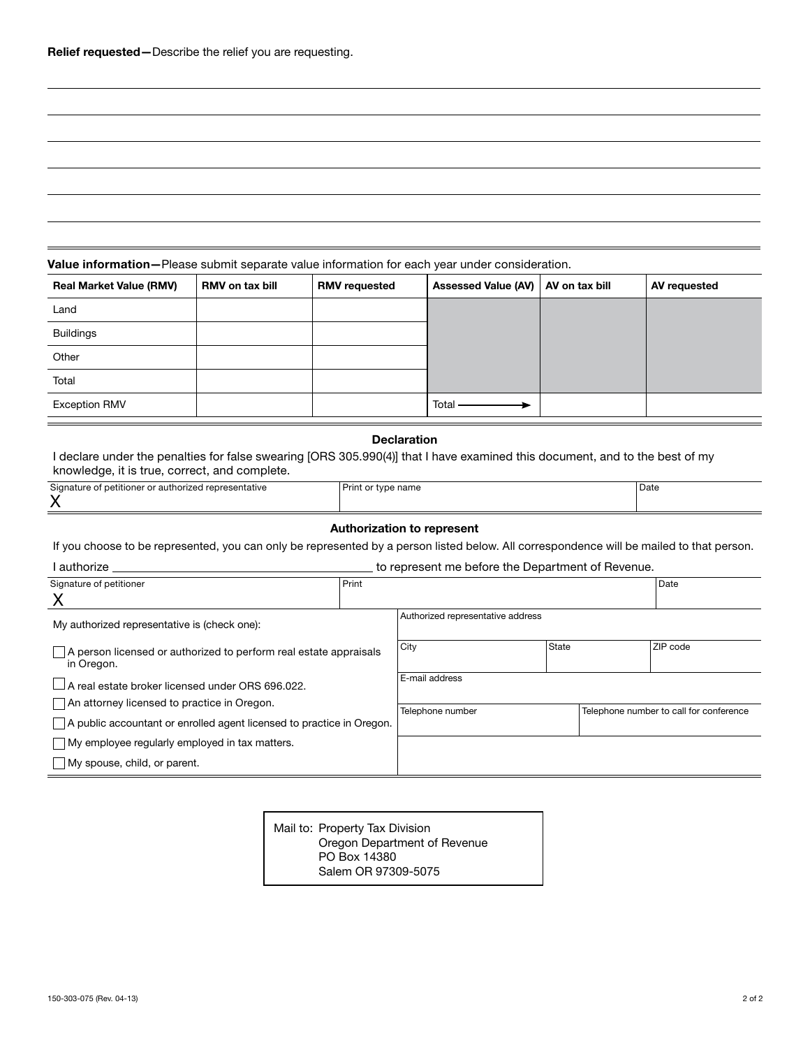**Relief requested—**Describe the relief you are requesting.

**Value information—**Please submit separate value information for each year under consideration.

| Real Market Value (RMV) | RMV on tax bill | RMV requested | Assessed Value (AV) | AV on tax bill | AV requested |
|---|---|---|---|---|---|
| Land | | | | | |
| Buildings | | | | | |
| Other | | | | | |
| Total | | | | | |
| Exception RMV | | | Total ⟶ | | |

### Declaration

I declare under the penalties for false swearing [ORS 305.990(4)] that I have examined this document, and to the best of my knowledge, it is true, correct, and complete.

| Signature of petitioner or authorized representative | Print or type name | Date |
|---|---|---|
| X | | |

### Authorization to represent

If you choose to be represented, you can only be represented by a person listed below. All correspondence will be mailed to that person.

I authorize ______________________________ to represent me before the Department of Revenue.

| Signature of petitioner | Print | Date |
|---|---|---|
| X | | |

My authorized representative is (check one):

- ☐ A person licensed or authorized to perform real estate appraisals in Oregon.
- ☐ A real estate broker licensed under ORS 696.022.
- ☐ An attorney licensed to practice in Oregon.
- ☐ A public accountant or enrolled agent licensed to practice in Oregon.
- ☐ My employee regularly employed in tax matters.
- ☐ My spouse, child, or parent.

| Authorized representative address | | |
|---|---|---|
| City | State | ZIP code |
| E-mail address | | |
| Telephone number | Telephone number to call for conference | |

Mail to: Property Tax Division
Oregon Department of Revenue
PO Box 14380
Salem OR 97309-5075

150-303-075 (Rev. 04-13)